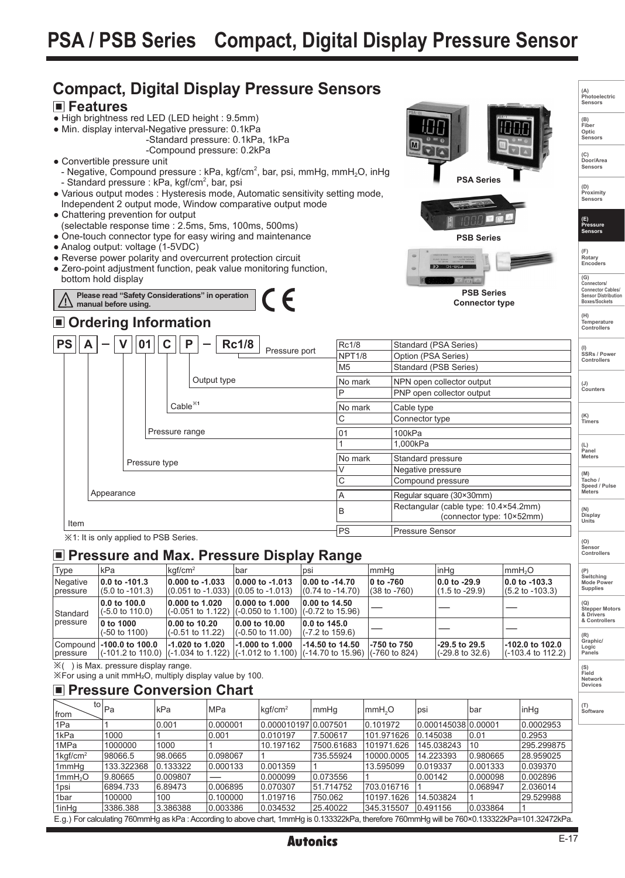# PSA / PSB Series Compact, Digital Display Pressure Sensor

## Compact, Digital Display Pressure Sensors

### ■ Features

- High brightness red LED (LED height : 9.5mm)
- Min. display interval-Negative pressure: 0.1kPa
  - -Standard pressure: 0.1kPa, 1kPa
  - -Compound pressure: 0.2kPa
- Convertible pressure unit
  - Negative, Compound pressure : kPa, kgf/cm$^2$, bar, psi, mmHg, mmH$_2$O, inHg
  - Standard pressure : kPa, kgf/cm$^2$, bar, psi
- Various output modes : Hysteresis mode, Automatic sensitivity setting mode, Independent 2 output mode, Window comparative output mode
- Chattering prevention for output (selectable response time : 2.5ms, 5ms, 100ms, 500ms)
- One-touch connector type for easy wiring and maintenance
- Analog output: voltage (1-5VDC)
- Reverse power polarity and overcurrent protection circuit
- Zero-point adjustment function, peak value monitoring function, bottom hold display

⚠ Please read "Safety Considerations" in operation manual before using.

PSA Series

PSB Series

PSB Series Connector type

### ■ Ordering Information

PS | A | – | V | 01 | C | P | – | Rc1/8

| Field | Code | Description |
|---|---|---|
| Pressure port | Rc1/8 | Standard (PSA Series) |
| | NPT1/8 | Option (PSA Series) |
| | M5 | Standard (PSB Series) |
| Output type | No mark | NPN open collector output |
| | P | PNP open collector output |
| Cable※1 | No mark | Cable type |
| | C | Connector type |
| Pressure range | 01 | 100kPa |
| | 1 | 1,000kPa |
| Pressure type | No mark | Standard pressure |
| | V | Negative pressure |
| | C | Compound pressure |
| Appearance | A | Regular square (30×30mm) |
| | B | Rectangular (cable type: 10.4×54.2mm) (connector type: 10×52mm) |
| Item | PS | Pressure Sensor |

※1: It is only applied to PSB Series.

### ■ Pressure and Max. Pressure Display Range

| Type | kPa | kgf/cm$^2$ | bar | psi | mmHg | inHg | mmH$_2$O |
|---|---|---|---|---|---|---|---|
| Negative pressure | **0.0 to -101.3** (5.0 to -101.3) | **0.000 to -1.033** (0.051 to -1.033) | **0.000 to -1.013** (0.05 to -1.013) | **0.00 to -14.70** (0.74 to -14.70) | **0 to -760** (38 to -760) | **0.0 to -29.9** (1.5 to -29.9) | **0.0 to -103.3** (5.2 to -103.3) |
| Standard pressure | **0.0 to 100.0** (-5.0 to 110.0) | **0.000 to 1.020** (-0.051 to 1.122) | **0.000 to 1.000** (-0.050 to 1.100) | **0.00 to 14.50** (-0.72 to 15.96) | — | — | — |
| | **0 to 1000** (-50 to 1100) | **0.00 to 10.20** (-0.51 to 11.22) | **0.00 to 10.00** (-0.50 to 11.00) | **0.0 to 145.0** (-7.2 to 159.6) | — | — | — |
| Compound pressure | **-100.0 to 100.0** (-101.2 to 110.0) | **-1.020 to 1.020** (-1.034 to 1.122) | **-1.000 to 1.000** (-1.012 to 1.100) | **-14.50 to 14.50** (-14.70 to 15.96) | **-750 to 750** (-760 to 824) | **-29.5 to 29.5** (-29.8 to 32.6) | **-102.0 to 102.0** (-103.4 to 112.2) |

※( ) is Max. pressure display range.
※For using a unit mmH$_2$O, multiply display value by 100.

### ■ Pressure Conversion Chart

| from \ to | Pa | kPa | MPa | kgf/cm$^2$ | mmHg | mmH$_2$O | psi | bar | inHg |
|---|---|---|---|---|---|---|---|---|---|
| 1Pa | 1 | 0.001 | 0.000001 | 0.000010197 | 0.007501 | 0.101972 | 0.000145038 | 0.00001 | 0.0002953 |
| 1kPa | 1000 | 1 | 0.001 | 0.010197 | 7.500617 | 101.971626 | 0.145038 | 0.01 | 0.2953 |
| 1MPa | 1000000 | 1000 | 1 | 10.197162 | 7500.61683 | 101971.626 | 145.038243 | 10 | 295.299875 |
| 1kgf/cm$^2$ | 98066.5 | 98.0665 | 0.098067 | 1 | 735.55924 | 10000.0005 | 14.223393 | 0.980665 | 28.959025 |
| 1mmHg | 133.322368 | 0.133322 | 0.000133 | 0.001359 | 1 | 13.595099 | 0.019337 | 0.001333 | 0.039370 |
| 1mmH$_2$O | 9.80665 | 0.009807 | — | 0.000099 | 0.073556 | 1 | 0.00142 | 0.000098 | 0.002896 |
| 1psi | 6894.733 | 6.89473 | 0.006895 | 0.070307 | 51.714752 | 703.016716 | 1 | 0.068947 | 2.036014 |
| 1bar | 100000 | 100 | 0.100000 | 1.019716 | 750.062 | 10197.1626 | 14.503824 | 1 | 29.529988 |
| 1inHg | 3386.388 | 3.386388 | 0.003386 | 0.034532 | 25.40022 | 345.315507 | 0.491156 | 0.033864 | 1 |

E.g.) For calculating 760mmHg as kPa : According to above chart, 1mmHg is 0.133322kPa, therefore 760mmHg will be 760×0.133322kPa=101.32472kPa.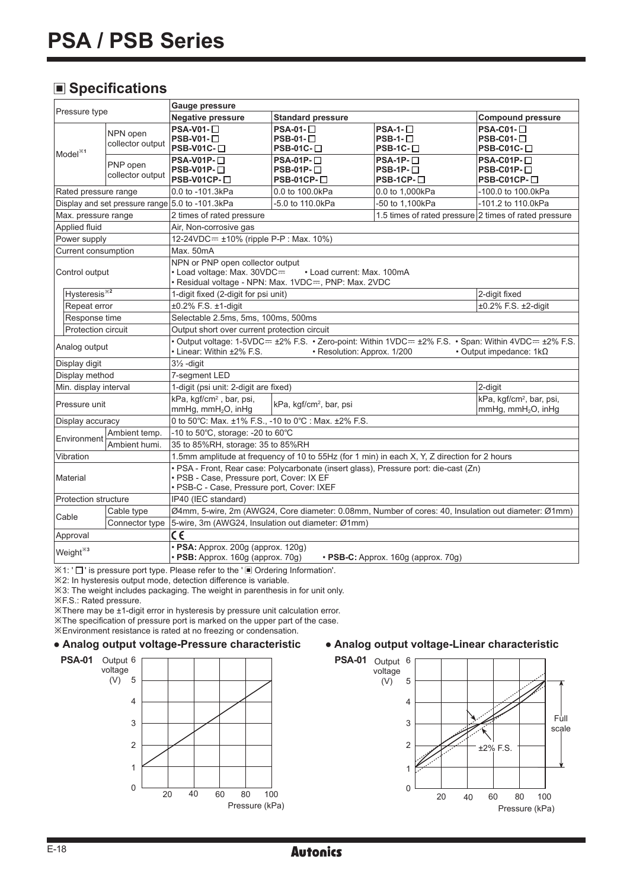## ■ Specifications

| Pressure type | | Gauge pressure | | | |
|---|---|---|---|---|---|
| | | Negative pressure | Standard pressure | | Compound pressure |
| Model※1 | NPN open collector output | PSA-V01-□<br>PSB-V01-□<br>PSB-V01C-□ | PSA-01-□<br>PSB-01-□<br>PSB-01C-□ | PSA-1-□<br>PSB-1-□<br>PSB-1C-□ | PSA-C01-□<br>PSB-C01-□<br>PSB-C01C-□ |
| | PNP open collector output | PSA-V01P-□<br>PSB-V01P-□<br>PSB-V01CP-□ | PSA-01P-□<br>PSB-01P-□<br>PSB-01CP-□ | PSA-1P-□<br>PSB-1P-□<br>PSB-1CP-□ | PSA-C01P-□<br>PSB-C01P-□<br>PSB-C01CP-□ |
| Rated pressure range | | 0.0 to -101.3kPa | 0.0 to 100.0kPa | 0.0 to 1,000kPa | -100.0 to 100.0kPa |
| Display and set pressure range | | 5.0 to -101.3kPa | -5.0 to 110.0kPa | -50 to 1,100kPa | -101.2 to 110.0kPa |
| Max. pressure range | | 2 times of rated pressure | | 1.5 times of rated pressure | 2 times of rated pressure |
| Applied fluid | | Air, Non-corrosive gas | | | |
| Power supply | | 12-24VDC⎓ ±10% (ripple P-P : Max. 10%) | | | |
| Current consumption | | Max. 50mA | | | |
| Control output | | NPN or PNP open collector output<br>• Load voltage: Max. 30VDC⎓ • Load current: Max. 100mA<br>• Residual voltage - NPN: Max. 1VDC⎓, PNP: Max. 2VDC | | | |
| Hysteresis※2 | | 1-digit fixed (2-digit for psi unit) | | | 2-digit fixed |
| Repeat error | | ±0.2% F.S. ±1-digit | | | ±0.2% F.S. ±2-digit |
| Response time | | Selectable 2.5ms, 5ms, 100ms, 500ms | | | |
| Protection circuit | | Output short over current protection circuit | | | |
| Analog output | | • Output voltage: 1-5VDC⎓ ±2% F.S. • Zero-point: Within 1VDC⎓ ±2% F.S. • Span: Within 4VDC⎓ ±2% F.S.<br>• Linear: Within ±2% F.S. • Resolution: Approx. 1/200 • Output impedance: 1kΩ | | | |
| Display digit | | 3½ -digit | | | |
| Display method | | 7-segment LED | | | |
| Min. display interval | | 1-digit (psi unit: 2-digit are fixed) | | | 2-digit |
| Pressure unit | | kPa, kgf/cm², bar, psi, mmHg, mmH₂O, inHg | kPa, kgf/cm², bar, psi | | kPa, kgf/cm², bar, psi, mmHg, mmH₂O, inHg |
| Display accuracy | | 0 to 50℃: Max. ±1% F.S., -10 to 0℃ : Max. ±2% F.S. | | | |
| Environment | Ambient temp. | -10 to 50℃, storage: -20 to 60℃ | | | |
| | Ambient humi. | 35 to 85%RH, storage: 35 to 85%RH | | | |
| Vibration | | 1.5mm amplitude at frequency of 10 to 55Hz (for 1 min) in each X, Y, Z direction for 2 hours | | | |
| Material | | • PSA - Front, Rear case: Polycarbonate (insert glass), Pressure port: die-cast (Zn)<br>• PSB - Case, Pressure port, Cover: IX EF<br>• PSB-C - Case, Pressure port, Cover: IXEF | | | |
| Protection structure | | IP40 (IEC standard) | | | |
| Cable | Cable type | Ø4mm, 5-wire, 2m (AWG24, Core diameter: 0.08mm, Number of cores: 40, Insulation out diameter: Ø1mm) | | | |
| | Connector type | 5-wire, 3m (AWG24, Insulation out diameter: Ø1mm) | | | |
| Approval | | CE | | | |
| Weight※3 | | • **PSA:** Approx. 200g (approx. 120g)<br>• **PSB:** Approx. 160g (approx. 70g) • **PSB-C:** Approx. 160g (approx. 70g) | | | |

※1: '□' is pressure port type. Please refer to the '■ Ordering Information'.
※2: In hysteresis output mode, detection difference is variable.
※3: The weight includes packaging. The weight in parenthesis in for unit only.
※F.S.: Rated pressure.
※There may be ±1-digit error in hysteresis by pressure unit calculation error.
※The specification of pressure port is marked on the upper part of the case.
※Environment resistance is rated at no freezing or condensation.

### ● Analog output voltage-Pressure characteristic

PSA-01
Output voltage (V)
0 1 2 3 4 5 6
20 40 60 80 100
Pressure (kPa)

### ● Analog output voltage-Linear characteristic

PSA-01
Output voltage (V)
0 1 2 3 4 5 6
20 40 60 80 100
Pressure (kPa)
±2% F.S.
Full scale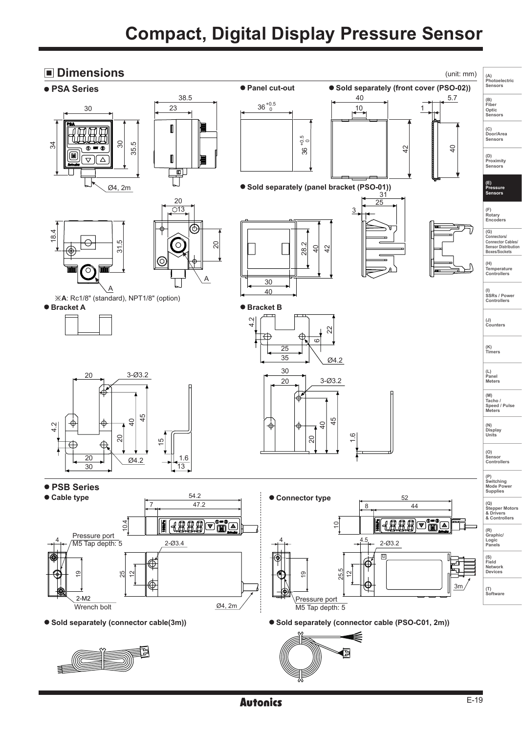# Compact, Digital Display Pressure Sensor

## ■ Dimensions

(unit: mm)

● PSA Series

● Panel cut-out

● Sold separately (front cover (PSO-02))

● Sold separately (panel bracket (PSO-01))

※**A**: Rc1/8" (standard), NPT1/8" (option)

● Bracket A

● Bracket B

● PSB Series

● Cable type

Pressure port
M5 Tap depth: 5

2-M2
Wrench bolt

● Connector type

Pressure port
M5 Tap depth: 5

● Sold separately (connector cable(3m))

● Sold separately (connector cable (PSO-C01, 2m))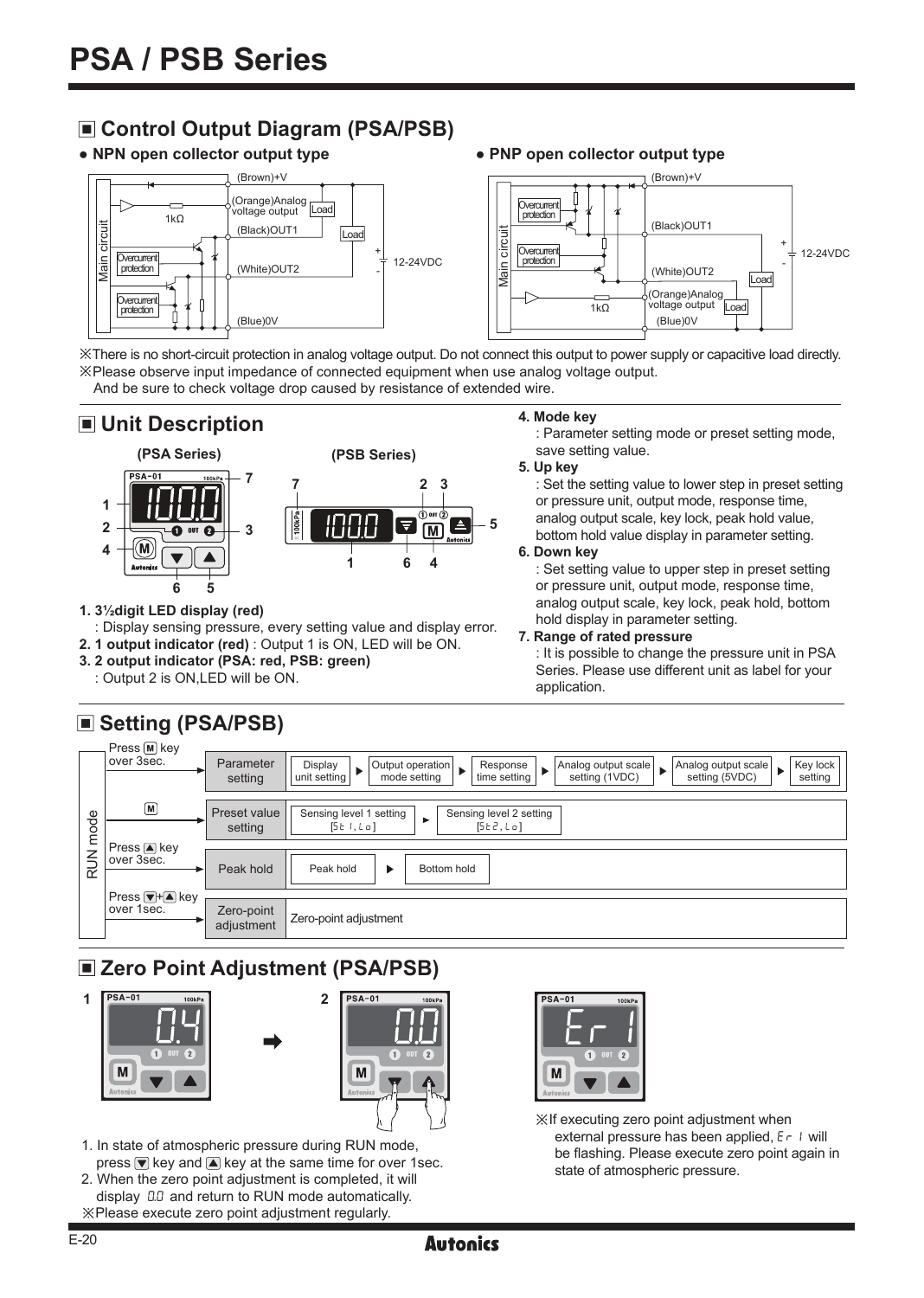# PSA / PSB Series

## ■ Control Output Diagram (PSA/PSB)

● NPN open collector output type

Main circuit
(Brown)+V
(Orange)Analog voltage output
1kΩ
Load
(Black)OUT1
Load
Overcurrent protection
(White)OUT2
12-24VDC
Overcurrent protection
(Blue)0V

● PNP open collector output type

Main circuit
(Brown)+V
Overcurrent protection
(Black)OUT1
Overcurrent protection
12-24VDC
(White)OUT2
Load
(Orange)Analog voltage output
1kΩ
Load
(Blue)0V

※There is no short-circuit protection in analog voltage output. Do not connect this output to power supply or capacitive load directly.
※Please observe input impedance of connected equipment when use analog voltage output.
And be sure to check voltage drop caused by resistance of extended wire.

## ■ Unit Description

(PSA Series)

(PSB Series)

**1. 3½digit LED display (red)**
: Display sensing pressure, every setting value and display error.

**2. 1 output indicator (red)** : Output 1 is ON, LED will be ON.

**3. 2 output indicator (PSA: red, PSB: green)**
: Output 2 is ON,LED will be ON.

**4. Mode key**
: Parameter setting mode or preset setting mode, save setting value.

**5. Up key**
: Set the setting value to lower step in preset setting or pressure unit, output mode, response time, analog output scale, key lock, peak hold value, bottom hold value display in parameter setting.

**6. Down key**
: Set setting value to upper step in preset setting or pressure unit, output mode, response time, analog output scale, key lock, peak hold, bottom hold display in parameter setting.

**7. Range of rated pressure**
: It is possible to change the pressure unit in PSA Series. Please use different unit as label for your application.

## ■ Setting (PSA/PSB)

RUN mode

- Press [M] key over 3sec. → **Parameter setting**: Display unit setting ▶ Output operation mode setting ▶ Response time setting ▶ Analog output scale setting (1VDC) ▶ Analog output scale setting (5VDC) ▶ Key lock setting
- [M] → **Preset value setting**: Sensing level 1 setting [St1, Lo] ▶ Sensing level 2 setting [St2, Lo]
- Press [▲] key over 3sec. → **Peak hold**: Peak hold ▶ Bottom hold
- Press [▼]+[▲] key over 1sec. → **Zero-point adjustment**: Zero-point adjustment

## ■ Zero Point Adjustment (PSA/PSB)

1. In state of atmospheric pressure during RUN mode, press [▼] key and [▲] key at the same time for over 1sec.
2. When the zero point adjustment is completed, it will display 0.0 and return to RUN mode automatically.

※Please execute zero point adjustment regularly.

※If executing zero point adjustment when external pressure has been applied, Er1 will be flashing. Please execute zero point again in state of atmospheric pressure.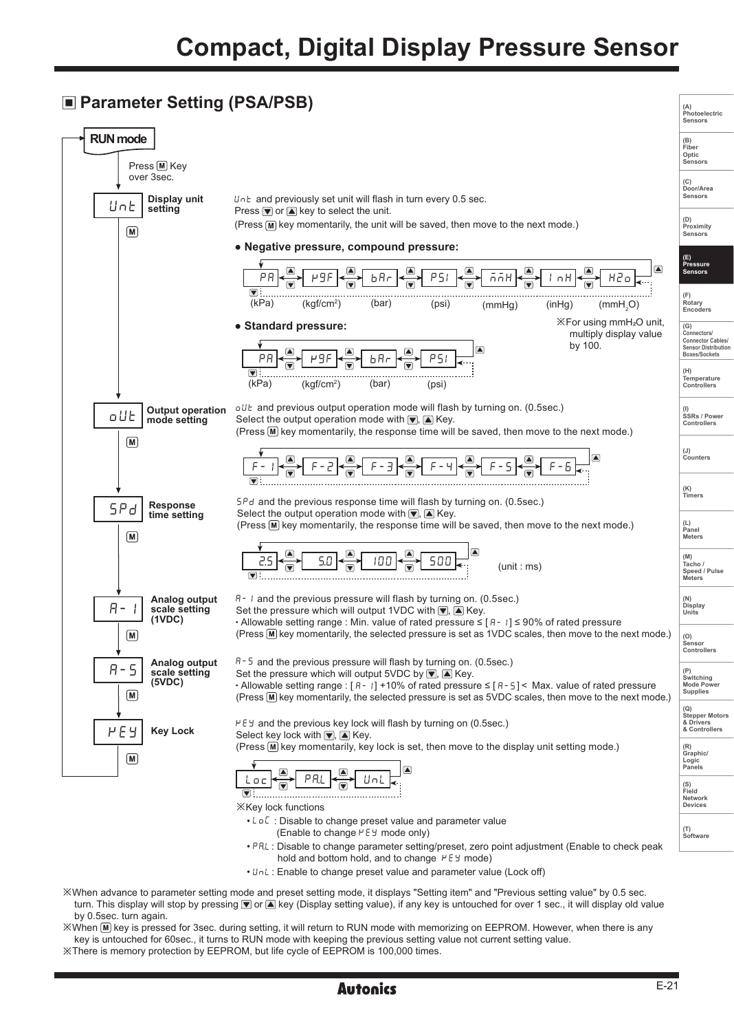## ■ Parameter Setting (PSA/PSB)

**RUN mode**

Press [M] Key over 3sec.

**Unt — Display unit setting**

Unt and previously set unit will flash in turn every 0.5 sec.
Press ▼ or ▲ key to select the unit.
(Press [M] key momentarily, the unit will be saved, then move to the next mode.)

**● Negative pressure, compound pressure:**

PA (kPa) ↔ kgf (kgf/cm$^2$) ↔ bAr (bar) ↔ PSI (psi) ↔ mmH (mmHg) ↔ InH (inHg) ↔ H2o (mmH$_2$O)

**● Standard pressure:**

PA (kPa) ↔ kgf (kgf/cm$^2$) ↔ bAr (bar) ↔ PSI (psi)

※For using mmH$_2$O unit, multiply display value by 100.

**oUt — Output operation mode setting**

oUt and previous output operation mode will flash by turning on. (0.5sec.)
Select the output operation mode with ▼, ▲ Key.
(Press [M] key momentarily, the response time will be saved, then move to the next mode.)

F-1 ↔ F-2 ↔ F-3 ↔ F-4 ↔ F-5 ↔ F-6

**SPd — Response time setting**

SPd and the previous response time will flash by turning on. (0.5sec.)
Select the output operation mode with ▼, ▲ Key.
(Press [M] key momentarily, the response time will be saved, then move to the next mode.)

2.5 ↔ 5.0 ↔ 100 ↔ 500 (unit : ms)

**A-1 — Analog output scale setting (1VDC)**

A-1 and the previous pressure will flash by turning on. (0.5sec.)
Set the pressure which will output 1VDC with ▼, ▲ Key.
• Allowable setting range : Min. value of rated pressure ≤ [ A-1 ] ≤ 90% of rated pressure
(Press [M] key momentarily, the selected pressure is set as 1VDC scales, then move to the next mode.)

**A-5 — Analog output scale setting (5VDC)**

A-5 and the previous pressure will flash by turning on. (0.5sec.)
Set the pressure which will output 5VDC by ▼, ▲ Key.
• Allowable setting range : [ A-1 ] +10% of rated pressure ≤ [ A-5 ] < Max. value of rated pressure
(Press [M] key momentarily, the selected pressure is set as 5VDC scales, then move to the next mode.)

**KEY — Key Lock**

KEY and the previous key lock will flash by turning on (0.5sec.)
Select key lock with ▼, ▲ Key.
(Press [M] key momentarily, key lock is set, then move to the display unit setting mode.)

Loc ↔ PA.L ↔ UnL

※Key lock functions

- LoC : Disable to change preset value and parameter value (Enable to change KEY mode only)
- PAL : Disable to change parameter setting/preset, zero point adjustment (Enable to check peak hold and bottom hold, and to change KEY mode)
- UnL : Enable to change preset value and parameter value (Lock off)

※When advance to parameter setting mode and preset setting mode, it displays "Setting item" and "Previous setting value" by 0.5 sec. turn. This display will stop by pressing ▼ or ▲ key (Display setting value), if any key is untouched for over 1 sec., it will display old value by 0.5sec. turn again.
※When [M] key is pressed for 3sec. during setting, it will return to RUN mode with memorizing on EEPROM. However, when there is any key is untouched for 60sec., it turns to RUN mode with keeping the previous setting value not current setting value.
※There is memory protection by EEPROM, but life cycle of EEPROM is 100,000 times.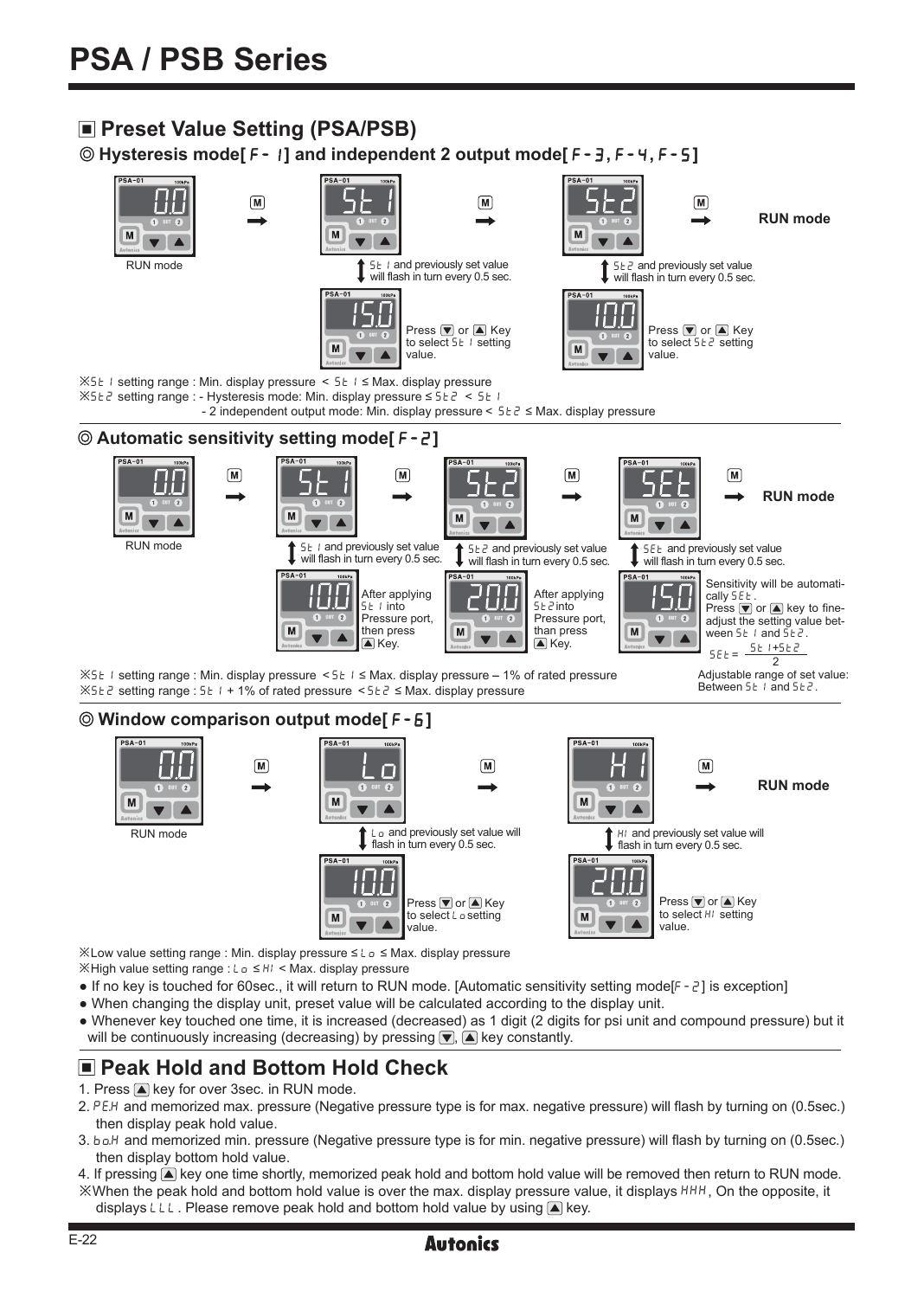# PSA / PSB Series

## ■ Preset Value Setting (PSA/PSB)

### ◎ Hysteresis mode[ F - 1 ] and independent 2 output mode[ F - 3, F - 4, F - 5 ]

RUN mode → M → St 1 → M → St2 → M → RUN mode

St 1 and previously set value will flash in turn every 0.5 sec.

Press ▼ or ▲ Key to select St 1 setting value.

St2 and previously set value will flash in turn every 0.5 sec.

Press ▼ or ▲ Key to select St2 setting value.

※St 1 setting range : Min. display pressure < St 1 ≤ Max. display pressure

※St2 setting range : - Hysteresis mode: Min. display pressure ≤ St2 < St 1

- 2 independent output mode: Min. display pressure < St2 ≤ Max. display pressure

### ◎ Automatic sensitivity setting mode[ F - 2 ]

RUN mode → M → St 1 → M → St2 → M → SEt → M → RUN mode

St 1 and previously set value will flash in turn every 0.5 sec.

After applying St 1 into Pressure port, then press ▲ Key.

St2 and previously set value will flash in turn every 0.5 sec.

After applying St2 into Pressure port, than press ▲ Key.

SEt and previously set value will flash in turn every 0.5 sec.

Sensitivity will be automatically SEt. Press ▼ or ▲ key to fine-adjust the setting value between St 1 and St2.

$$SEt = \frac{St\,1 + St2}{2}$$

Adjustable range of set value: Between St 1 and St2.

※St 1 setting range : Min. display pressure < St 1 ≤ Max. display pressure – 1% of rated pressure

※St2 setting range : St 1 + 1% of rated pressure < St2 ≤ Max. display pressure

### ◎ Window comparison output mode[ F - 6 ]

RUN mode → M → Lo → M → HI → M → RUN mode

Lo and previously set value will flash in turn every 0.5 sec.

Press ▼ or ▲ Key to select Lo setting value.

HI and previously set value will flash in turn every 0.5 sec.

Press ▼ or ▲ Key to select HI setting value.

※Low value setting range : Min. display pressure ≤ Lo ≤ Max. display pressure

※High value setting range : Lo ≤ HI < Max. display pressure

- If no key is touched for 60sec., it will return to RUN mode. [Automatic sensitivity setting mode[F - 2] is exception]
- When changing the display unit, preset value will be calculated according to the display unit.
- Whenever key touched one time, it is increased (decreased) as 1 digit (2 digits for psi unit and compound pressure) but it will be continuously increasing (decreasing) by pressing ▼, ▲ key constantly.

## ■ Peak Hold and Bottom Hold Check

1. Press ▲ key for over 3sec. in RUN mode.
2. PEH and memorized max. pressure (Negative pressure type is for max. negative pressure) will flash by turning on (0.5sec.) then display peak hold value.
3. boH and memorized min. pressure (Negative pressure type is for min. negative pressure) will flash by turning on (0.5sec.) then display bottom hold value.
4. If pressing ▲ key one time shortly, memorized peak hold and bottom hold value will be removed then return to RUN mode.

※When the peak hold and bottom hold value is over the max. display pressure value, it displays HHH, On the opposite, it displays LLL. Please remove peak hold and bottom hold value by using ▲ key.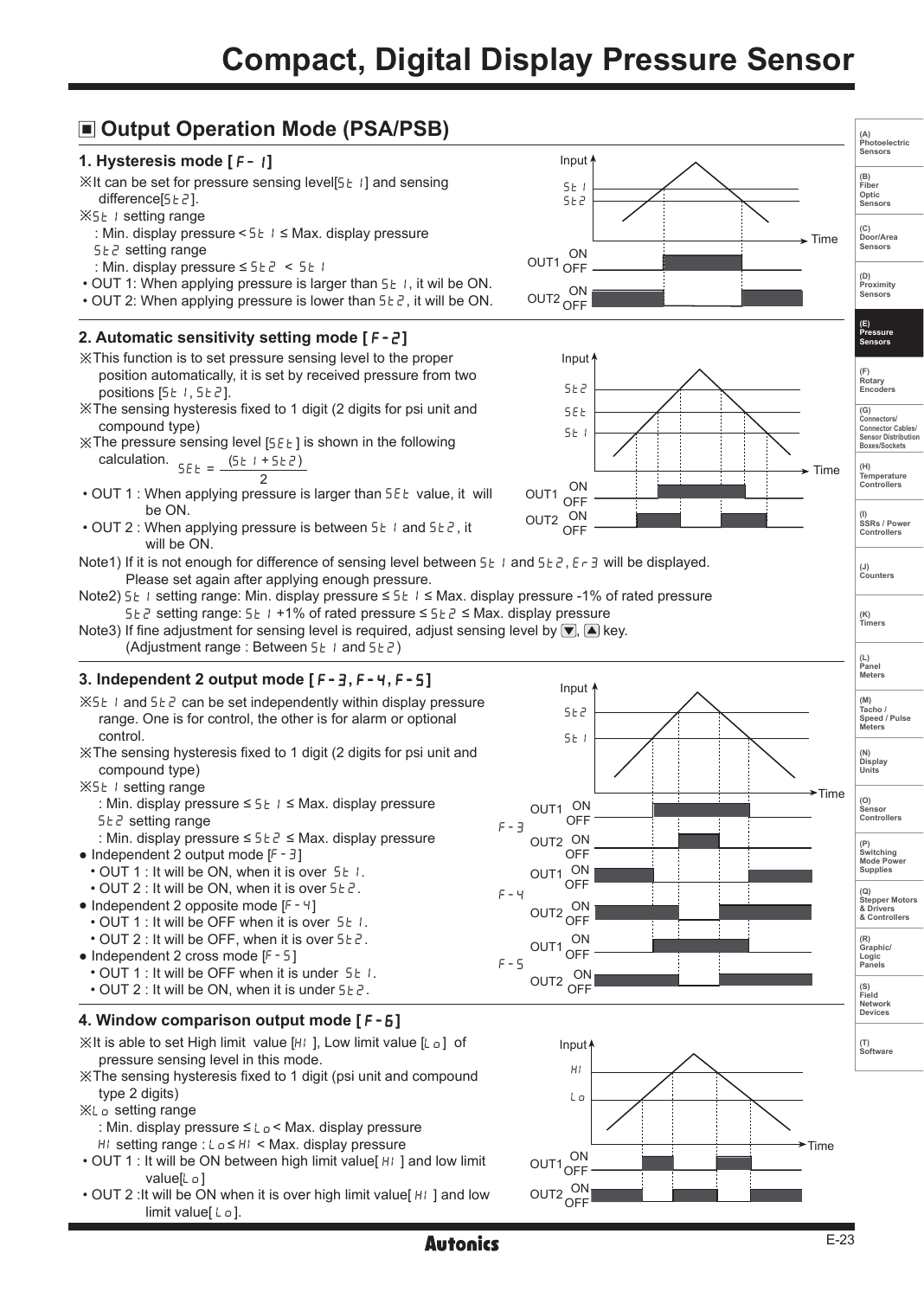# Compact, Digital Display Pressure Sensor

## ■ Output Operation Mode (PSA/PSB)

### 1. Hysteresis mode [F- 1]

※It can be set for pressure sensing level[St 1] and sensing difference[St2].

※St 1 setting range
: Min. display pressure < St 1 ≤ Max. display pressure

St2 setting range
: Min. display pressure ≤ St2 < St 1

- OUT 1: When applying pressure is larger than St 1, it wil be ON.
- OUT 2: When applying pressure is lower than St2, it will be ON.

Input
St 1
St2
Time
OUT1 ON OFF
OUT2 ON OFF

### 2. Automatic sensitivity setting mode [F-2]

※This function is to set pressure sensing level to the proper position automatically, it is set by received pressure from two positions [St 1, St2].

※The sensing hysteresis fixed to 1 digit (2 digits for psi unit and compound type)

※The pressure sensing level [SEt] is shown in the following calculation.

$$SEt = \frac{(St1 + St2)}{2}$$

- OUT 1 : When applying pressure is larger than SEt value, it will be ON.
- OUT 2 : When applying pressure is between St 1 and St2, it will be ON.

Input
St2
SEt
St 1
Time
OUT1 ON OFF
OUT2 ON OFF

Note1) If it is not enough for difference of sensing level between St 1 and St2, Er3 will be displayed. Please set again after applying enough pressure.

Note2) St 1 setting range: Min. display pressure ≤ St 1 ≤ Max. display pressure -1% of rated pressure
St2 setting range: St 1 +1% of rated pressure ≤ St2 ≤ Max. display pressure

Note3) If fine adjustment for sensing level is required, adjust sensing level by ▼, ▲ key.
(Adjustment range : Between St 1 and St2)

### 3. Independent 2 output mode [F-3, F-4, F-5]

※St 1 and St2 can be set independently within display pressure range. One is for control, the other is for alarm or optional control.

※The sensing hysteresis fixed to 1 digit (2 digits for psi unit and compound type)

※St 1 setting range
: Min. display pressure ≤ St 1 ≤ Max. display pressure

St2 setting range
: Min. display pressure ≤ St2 ≤ Max. display pressure

- Independent 2 output mode [F-3]
  - OUT 1 : It will be ON, when it is over St 1.
  - OUT 2 : It will be ON, when it is over St2.
- Independent 2 opposite mode [F-4]
  - OUT 1 : It will be OFF when it is over St 1.
  - OUT 2 : It will be OFF, when it is over St2.
- Independent 2 cross mode [F-5]
  - OUT 1 : It will be OFF when it is under St 1.
  - OUT 2 : It will be ON, when it is under St2.

Input
St2
St 1
Time
F-3 OUT1 ON OFF
OUT2 ON OFF
F-4 OUT1 ON OFF
OUT2 ON OFF
F-5 OUT1 ON OFF
OUT2 ON OFF

### 4. Window comparison output mode [F-6]

※It is able to set High limit value [HI], Low limit value [Lo] of pressure sensing level in this mode.

※The sensing hysteresis fixed to 1 digit (psi unit and compound type 2 digits)

※Lo setting range
: Min. display pressure ≤ Lo < Max. display pressure
HI setting range : Lo ≤ HI < Max. display pressure

- OUT 1 : It will be ON between high limit value[HI] and low limit value[Lo]
- OUT 2 :It will be ON when it is over high limit value[HI] and low limit value[Lo].

Input
HI
Lo
Time
OUT1 ON OFF
OUT2 ON OFF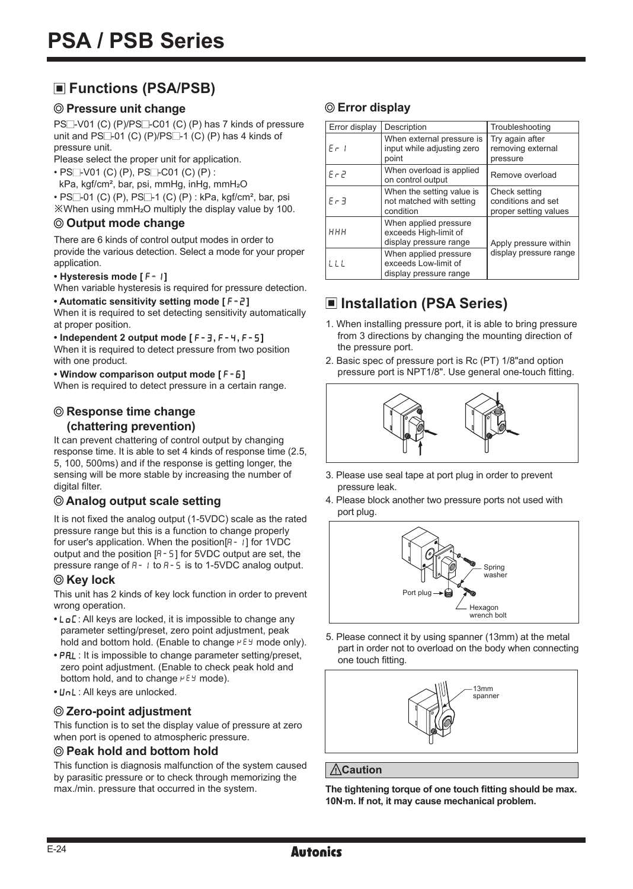# PSA / PSB Series

## ▣ Functions (PSA/PSB)

### ◎ Pressure unit change

PS□-V01 (C) (P)/PS□-C01 (C) (P) has 7 kinds of pressure unit and PS□-01 (C) (P)/PS□-1 (C) (P) has 4 kinds of pressure unit.

Please select the proper unit for application.

- PS□-V01 (C) (P), PS□-C01 (C) (P) : kPa, kgf/cm², bar, psi, mmHg, inHg, mmH₂O
- PS□-01 (C) (P), PS□-1 (C) (P) : kPa, kgf/cm², bar, psi

※When using mmH₂O multiply the display value by 100.

### ◎ Output mode change

There are 6 kinds of control output modes in order to provide the various detection. Select a mode for your proper application.

**• Hysteresis mode [F-1]**

When variable hysteresis is required for pressure detection.

**• Automatic sensitivity setting mode [F-2]**

When it is required to set detecting sensitivity automatically at proper position.

**• Independent 2 output mode [F-3, F-4, F-5]**

When it is required to detect pressure from two position with one product.

**• Window comparison output mode [F-6]**

When is required to detect pressure in a certain range.

### ◎ Response time change (chattering prevention)

It can prevent chattering of control output by changing response time. It is able to set 4 kinds of response time (2.5, 5, 100, 500ms) and if the response is getting longer, the sensing will be more stable by increasing the number of digital filter.

### ◎ Analog output scale setting

It is not fixed the analog output (1-5VDC) scale as the rated pressure range but this is a function to change properly for user's application. When the position[A-1] for 1VDC output and the position [A-5] for 5VDC output are set, the pressure range of A-1 to A-5 is to 1-5VDC analog output.

### ◎ Key lock

This unit has 2 kinds of key lock function in order to prevent wrong operation.

- LoC : All keys are locked, it is impossible to change any parameter setting/preset, zero point adjustment, peak hold and bottom hold. (Enable to change KEY mode only).
- PAL : It is impossible to change parameter setting/preset, zero point adjustment. (Enable to check peak hold and bottom hold, and to change KEY mode).
- UnL : All keys are unlocked.

### ◎ Zero-point adjustment

This function is to set the display value of pressure at zero when port is opened to atmospheric pressure.

### ◎ Peak hold and bottom hold

This function is diagnosis malfunction of the system caused by parasitic pressure or to check through memorizing the max./min. pressure that occurred in the system.

### ◎ Error display

| Error display | Description | Troubleshooting |
|---|---|---|
| Er 1 | When external pressure is input while adjusting zero point | Try again after removing external pressure |
| Er 2 | When overload is applied on control output | Remove overload |
| Er 3 | When the setting value is not matched with setting condition | Check setting conditions and set proper setting values |
| HHH | When applied pressure exceeds High-limit of display pressure range | Apply pressure within display pressure range |
| LLL | When applied pressure exceeds Low-limit of display pressure range | |

## ▣ Installation (PSA Series)

1. When installing pressure port, it is able to bring pressure from 3 directions by changing the mounting direction of the pressure port.
2. Basic spec of pressure port is Rc (PT) 1/8"and option pressure port is NPT1/8". Use general one-touch fitting.
3. Please use seal tape at port plug in order to prevent pressure leak.
4. Please block another two pressure ports not used with port plug.

Spring washer

Port plug

Hexagon wrench bolt

5. Please connect it by using spanner (13mm) at the metal part in order not to overload on the body when connecting one touch fitting.

13mm spanner

**⚠Caution**

**The tightening torque of one touch fitting should be max. 10N·m. If not, it may cause mechanical problem.**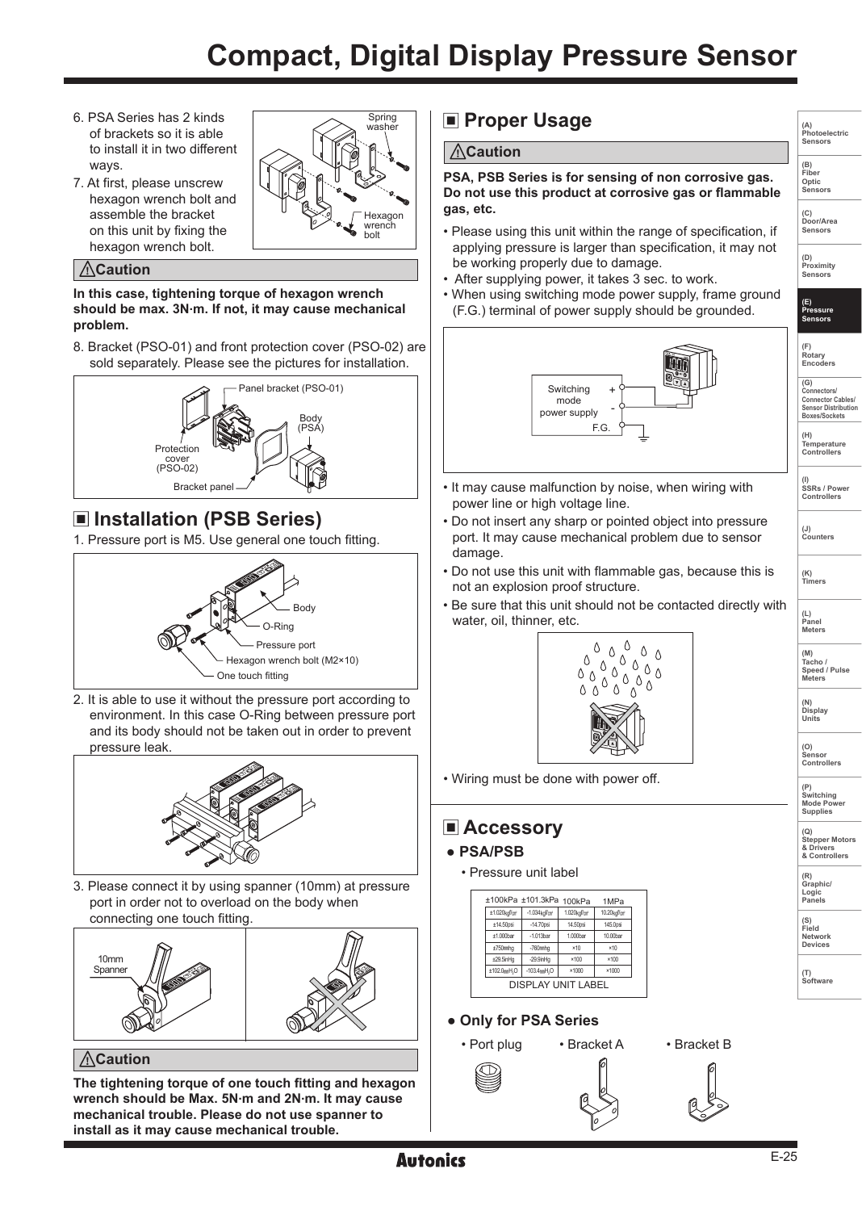# Compact, Digital Display Pressure Sensor

6. PSA Series has 2 kinds of brackets so it is able to install it in two different ways.
7. At first, please unscrew hexagon wrench bolt and assemble the bracket on this unit by fixing the hexagon wrench bolt.

Spring washer

Hexagon wrench bolt

### ⚠Caution

**In this case, tightening torque of hexagon wrench should be max. 3N·m. If not, it may cause mechanical problem.**

8. Bracket (PSO-01) and front protection cover (PSO-02) are sold separately. Please see the pictures for installation.

Panel bracket (PSO-01)

Body (PSA)

Protection cover (PSO-02)

Bracket panel

## ■ Installation (PSB Series)

1. Pressure port is M5. Use general one touch fitting.

Body

O-Ring

Pressure port

Hexagon wrench bolt (M2×10)

One touch fitting

2. It is able to use it without the pressure port according to environment. In this case O-Ring between pressure port and its body should not be taken out in order to prevent pressure leak.

3. Please connect it by using spanner (10mm) at pressure port in order not to overload on the body when connecting one touch fitting.

10mm Spanner

### ⚠Caution

**The tightening torque of one touch fitting and hexagon wrench should be Max. 5N·m and 2N·m. It may cause mechanical trouble. Please do not use spanner to install as it may cause mechanical trouble.**

## ■ Proper Usage

### ⚠Caution

**PSA, PSB Series is for sensing of non corrosive gas. Do not use this product at corrosive gas or flammable gas, etc.**

- Please using this unit within the range of specification, if applying pressure is larger than specification, it may not be working properly due to damage.
- After supplying power, it takes 3 sec. to work.
- When using switching mode power supply, frame ground (F.G.) terminal of power supply should be grounded.

Switching mode power supply

+

-

F.G.

- It may cause malfunction by noise, when wiring with power line or high voltage line.
- Do not insert any sharp or pointed object into pressure port. It may cause mechanical problem due to sensor damage.
- Do not use this unit with flammable gas, because this is not an explosion proof structure.
- Be sure that this unit should not be contacted directly with water, oil, thinner, etc.

- Wiring must be done with power off.

## ■ Accessory

### ● PSA/PSB

- Pressure unit label

| ±100kPa | ±101.3kPa | 100kPa | 1MPa |
|---|---|---|---|
| ±1.020kgf/cm² | -1.034kgf/cm² | 1.020kgf/cm² | 10.20kgf/cm² |
| ±14.50psi | -14.70psi | 14.50psi | 145.0psi |
| ±1.000bar | -1.013bar | 1.000bar | 10.00bar |
| ±750mmhg | -760mmhg | ×10 | ×10 |
| ±29.5inHg | -29.9inHg | ×100 | ×100 |
| ±102.0mmH₂O | -103.4mmH₂O | ×1000 | ×1000 |

DISPLAY UNIT LABEL

### ● Only for PSA Series

- Port plug
- Bracket A
- Bracket B